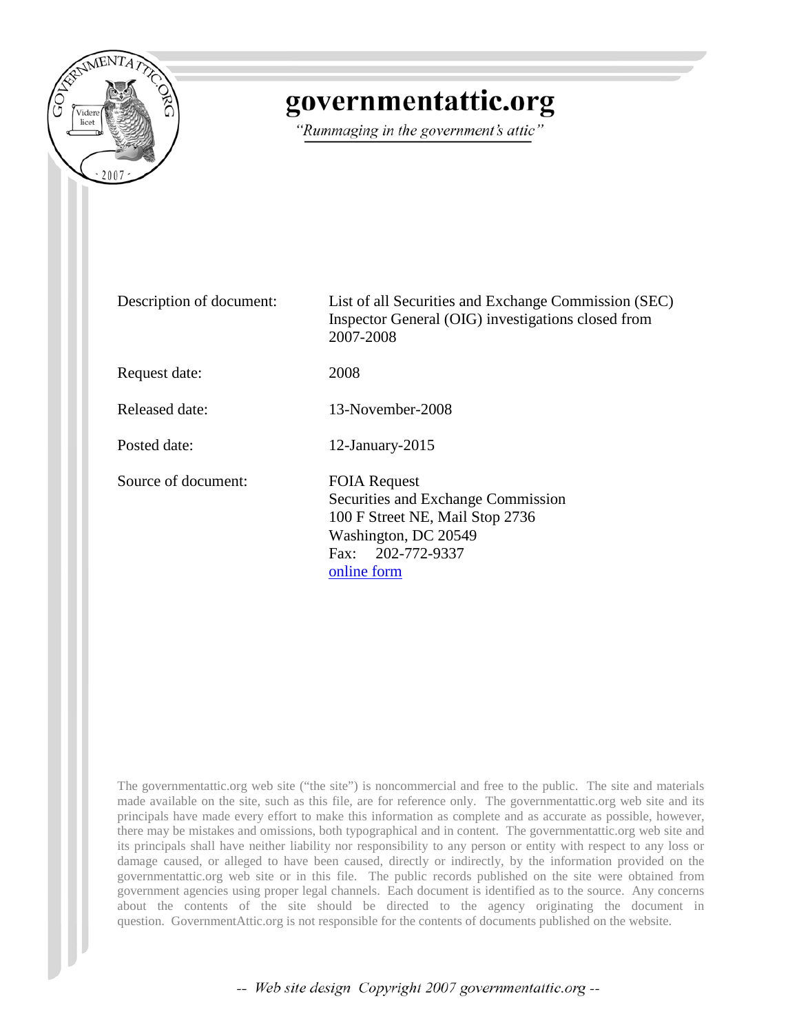# governmentattic.org

*"Rummaging in the government's attic"*

| | |
|---|---|
| Description of document: | List of all Securities and Exchange Commission (SEC) Inspector General (OIG) investigations closed from 2007-2008 |
| Request date: | 2008 |
| Released date: | 13-November-2008 |
| Posted date: | 12-January-2015 |
| Source of document: | FOIA Request<br>Securities and Exchange Commission<br>100 F Street NE, Mail Stop 2736<br>Washington, DC 20549<br>Fax: 202-772-9337<br>[online form] |

The governmentattic.org web site ("the site") is noncommercial and free to the public. The site and materials made available on the site, such as this file, are for reference only. The governmentattic.org web site and its principals have made every effort to make this information as complete and as accurate as possible, however, there may be mistakes and omissions, both typographical and in content. The governmentattic.org web site and its principals shall have neither liability nor responsibility to any person or entity with respect to any loss or damage caused, or alleged to have been caused, directly or indirectly, by the information provided on the governmentattic.org web site or in this file. The public records published on the site were obtained from government agencies using proper legal channels. Each document is identified as to the source. Any concerns about the contents of the site should be directed to the agency originating the document in question. GovernmentAttic.org is not responsible for the contents of documents published on the website.

-- Web site design Copyright 2007 governmentattic.org --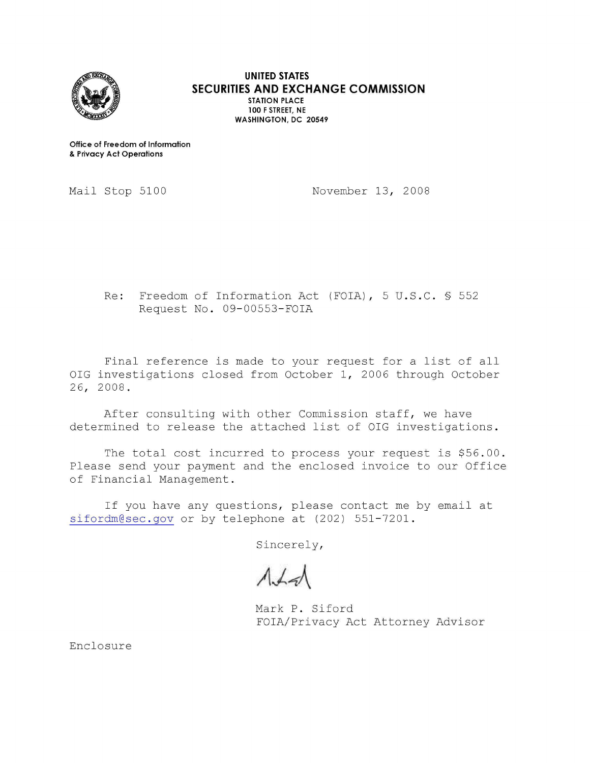**UNITED STATES**
**SECURITIES AND EXCHANGE COMMISSION**
**STATION PLACE**
**100 F STREET, NE**
**WASHINGTON, DC 20549**

**Office of Freedom of Information & Privacy Act Operations**

Mail Stop 5100

November 13, 2008

Re: Freedom of Information Act (FOIA), 5 U.S.C. § 552
Request No. 09-00553-FOIA

Final reference is made to your request for a list of all OIG investigations closed from October 1, 2006 through October 26, 2008.

After consulting with other Commission staff, we have determined to release the attached list of OIG investigations.

The total cost incurred to process your request is $56.00. Please send your payment and the enclosed invoice to our Office of Financial Management.

If you have any questions, please contact me by email at sifordm@sec.gov or by telephone at (202) 551-7201.

Sincerely,

Mark P. Siford
FOIA/Privacy Act Attorney Advisor

Enclosure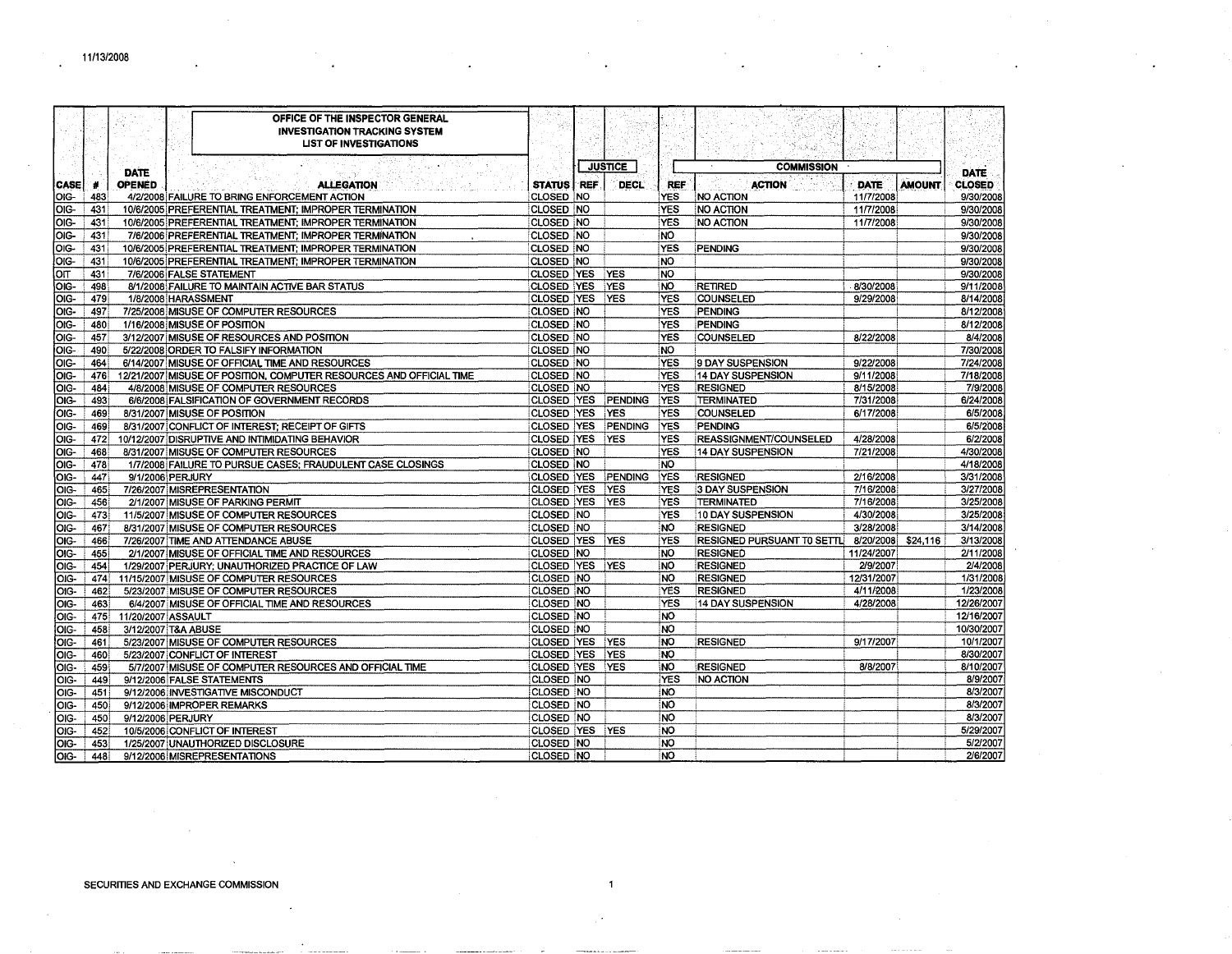11/13/2008

**OFFICE OF THE INSPECTOR GENERAL**
**INVESTIGATION TRACKING SYSTEM**
**LIST OF INVESTIGATIONS**

| | | | | | JUSTICE | | | COMMISSION | | | |
|---|---|---|---|---|---|---|---|---|---|---|---|
| CASE | # | DATE OPENED | ALLEGATION | STATUS | REF | DECL | REF | ACTION | DATE | AMOUNT | DATE CLOSED |
| OIG- | 483 | 4/2/2008 | FAILURE TO BRING ENFORCEMENT ACTION | CLOSED | NO | | YES | NO ACTION | 11/7/2008 | | 9/30/2008 |
| OIG- | 431 | 10/6/2005 | PREFERENTIAL TREATMENT; IMPROPER TERMINATION | CLOSED | NO | | YES | NO ACTION | 11/7/2008 | | 9/30/2008 |
| OIG- | 431 | 10/6/2005 | PREFERENTIAL TREATMENT; IMPROPER TERMINATION | CLOSED | NO | | YES | NO ACTION | 11/7/2008 | | 9/30/2008 |
| OIG- | 431 | 7/6/2006 | PREFERENTIAL TREATMENT; IMPROPER TERMINATION | CLOSED | NO | | NO | | | | 9/30/2008 |
| OIG- | 431 | 10/6/2005 | PREFERENTIAL TREATMENT; IMPROPER TERMINATION | CLOSED | NO | | YES | PENDING | | | 9/30/2008 |
| OIG- | 431 | 10/6/2005 | PREFERENTIAL TREATMENT; IMPROPER TERMINATION | CLOSED | NO | | NO | | | | 9/30/2008 |
| OIT | 431 | 7/6/2006 | FALSE STATEMENT | CLOSED | YES | YES | NO | | | | 9/30/2008 |
| OIG- | 498 | 8/1/2008 | FAILURE TO MAINTAIN ACTIVE BAR STATUS | CLOSED | YES | YES | NO | RETIRED | 8/30/2008 | | 9/11/2008 |
| OIG- | 479 | 1/8/2008 | HARASSMENT | CLOSED | YES | YES | YES | COUNSELED | 9/29/2008 | | 8/14/2008 |
| OIG- | 497 | 7/25/2008 | MISUSE OF COMPUTER RESOURCES | CLOSED | NO | | YES | PENDING | | | 8/12/2008 |
| OIG- | 480 | 1/16/2008 | MISUSE OF POSITION | CLOSED | NO | | YES | PENDING | | | 8/12/2008 |
| OIG- | 457 | 3/12/2007 | MISUSE OF RESOURCES AND POSITION | CLOSED | NO | | YES | COUNSELED | 8/22/2008 | | 8/4/2008 |
| OIG- | 490 | 5/22/2008 | ORDER TO FALSIFY INFORMATION | CLOSED | NO | | NO | | | | 7/30/2008 |
| OIG- | 464 | 6/14/2007 | MISUSE OF OFFICIAL TIME AND RESOURCES | CLOSED | NO | | YES | 9 DAY SUSPENSION | 9/22/2008 | | 7/24/2008 |
| OIG- | 476 | 12/21/2007 | MISUSE OF POSITION, COMPUTER RESOURCES AND OFFICIAL TIME | CLOSED | NO | | YES | 14 DAY SUSPENSION | 9/11/2008 | | 7/18/2008 |
| OIG- | 484 | 4/8/2008 | MISUSE OF COMPUTER RESOURCES | CLOSED | NO | | YES | RESIGNED | 8/15/2008 | | 7/9/2008 |
| OIG- | 493 | 6/6/2008 | FALSIFICATION OF GOVERNMENT RECORDS | CLOSED | YES | PENDING | YES | TERMINATED | 7/31/2008 | | 6/24/2008 |
| OIG- | 469 | 8/31/2007 | MISUSE OF POSITION | CLOSED | YES | YES | YES | COUNSELED | 6/17/2008 | | 6/5/2008 |
| OIG- | 469 | 8/31/2007 | CONFLICT OF INTEREST; RECEIPT OF GIFTS | CLOSED | YES | PENDING | YES | PENDING | | | 6/5/2008 |
| OIG- | 472 | 10/12/2007 | DISRUPTIVE AND INTIMIDATING BEHAVIOR | CLOSED | YES | YES | YES | REASSIGNMENT/COUNSELED | 4/28/2008 | | 6/2/2008 |
| OIG- | 468 | 8/31/2007 | MISUSE OF COMPUTER RESOURCES | CLOSED | NO | | YES | 14 DAY SUSPENSION | 7/21/2008 | | 4/30/2008 |
| OIG- | 478 | 1/7/2008 | FAILURE TO PURSUE CASES; FRAUDULENT CASE CLOSINGS | CLOSED | NO | | NO | | | | 4/18/2008 |
| OIG- | 447 | 9/1/2006 | PERJURY | CLOSED | YES | PENDING | YES | RESIGNED | 2/16/2008 | | 3/31/2008 |
| OIG- | 465 | 7/26/2007 | MISREPRESENTATION | CLOSED | YES | YES | YES | 3 DAY SUSPENSION | 7/16/2008 | | 3/27/2008 |
| OIG- | 456 | 2/1/2007 | MISUSE OF PARKING PERMIT | CLOSED | YES | YES | YES | TERMINATED | 7/16/2008 | | 3/25/2008 |
| OIG- | 473 | 11/5/2007 | MISUSE OF COMPUTER RESOURCES | CLOSED | NO | | YES | 10 DAY SUSPENSION | 4/30/2008 | | 3/25/2008 |
| OIG- | 467 | 8/31/2007 | MISUSE OF COMPUTER RESOURCES | CLOSED | NO | | NO | RESIGNED | 3/28/2008 | | 3/14/2008 |
| OIG- | 466 | 7/26/2007 | TIME AND ATTENDANCE ABUSE | CLOSED | YES | YES | YES | RESIGNED PURSUANT TO SETTL | 8/20/2008 | $24,116 | 3/13/2008 |
| OIG- | 455 | 2/1/2007 | MISUSE OF OFFICIAL TIME AND RESOURCES | CLOSED | NO | | NO | RESIGNED | 11/24/2007 | | 2/11/2008 |
| OIG- | 454 | 1/29/2007 | PERJURY; UNAUTHORIZED PRACTICE OF LAW | CLOSED | YES | YES | NO | RESIGNED | 2/9/2007 | | 2/4/2008 |
| OIG- | 474 | 11/15/2007 | MISUSE OF COMPUTER RESOURCES | CLOSED | NO | | NO | RESIGNED | 12/31/2007 | | 1/31/2008 |
| OIG- | 462 | 5/23/2007 | MISUSE OF COMPUTER RESOURCES | CLOSED | NO | | YES | RESIGNED | 4/11/2008 | | 1/23/2008 |
| OIG- | 463 | 6/4/2007 | MISUSE OF OFFICIAL TIME AND RESOURCES | CLOSED | NO | | YES | 14 DAY SUSPENSION | 4/28/2008 | | 12/26/2007 |
| OIG- | 475 | 11/20/2007 | ASSAULT | CLOSED | NO | | NO | | | | 12/16/2007 |
| OIG- | 458 | 3/12/2007 | T&A ABUSE | CLOSED | NO | | NO | | | | 10/30/2007 |
| OIG- | 461 | 5/23/2007 | MISUSE OF COMPUTER RESOURCES | CLOSED | YES | YES | NO | RESIGNED | 9/17/2007 | | 10/1/2007 |
| OIG- | 460 | 5/23/2007 | CONFLICT OF INTEREST | CLOSED | YES | YES | NO | | | | 8/30/2007 |
| OIG- | 459 | 5/7/2007 | MISUSE OF COMPUTER RESOURCES AND OFFICIAL TIME | CLOSED | YES | YES | NO | RESIGNED | 8/8/2007 | | 8/10/2007 |
| OIG- | 449 | 9/12/2006 | FALSE STATEMENTS | CLOSED | NO | | YES | NO ACTION | | | 8/9/2007 |
| OIG- | 451 | 9/12/2006 | INVESTIGATIVE MISCONDUCT | CLOSED | NO | | NO | | | | 8/3/2007 |
| OIG- | 450 | 9/12/2006 | IMPROPER REMARKS | CLOSED | NO | | NO | | | | 8/3/2007 |
| OIG- | 450 | 9/12/2006 | PERJURY | CLOSED | NO | | NO | | | | 8/3/2007 |
| OIG- | 452 | 10/5/2006 | CONFLICT OF INTEREST | CLOSED | YES | YES | NO | | | | 5/29/2007 |
| OIG- | 453 | 1/25/2007 | UNAUTHORIZED DISCLOSURE | CLOSED | NO | | NO | | | | 5/2/2007 |
| OIG- | 448 | 9/12/2006 | MISREPRESENTATIONS | CLOSED | NO | | NO | | | | 2/6/2007 |

SECURITIES AND EXCHANGE COMMISSION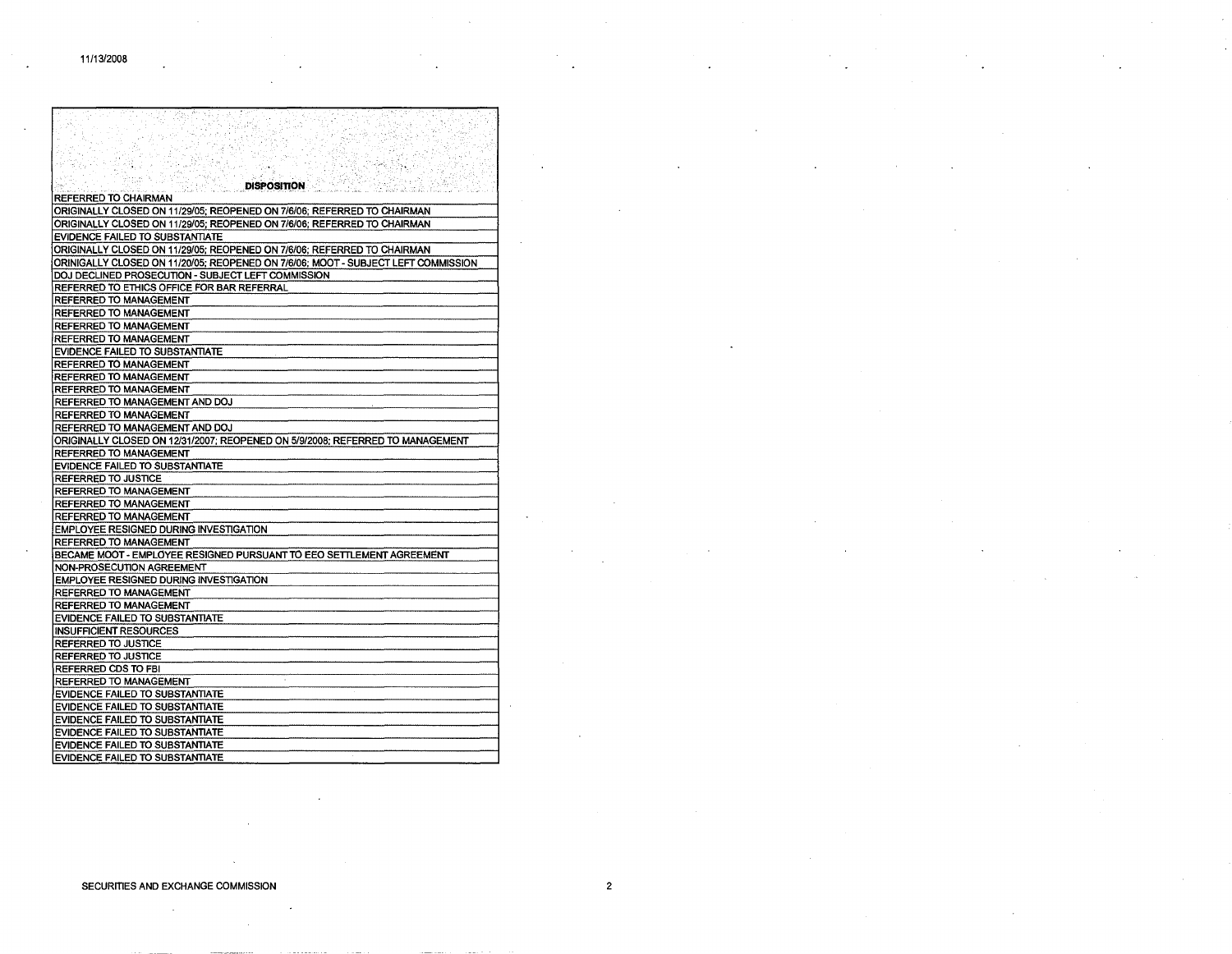| DISPOSITION |
|---|
| REFERRED TO CHAIRMAN |
| ORIGINALLY CLOSED ON 11/29/05; REOPENED ON 7/6/06; REFERRED TO CHAIRMAN |
| ORIGINALLY CLOSED ON 11/29/05; REOPENED ON 7/6/06; REFERRED TO CHAIRMAN |
| EVIDENCE FAILED TO SUBSTANTIATE |
| ORIGINALLY CLOSED ON 11/29/05; REOPENED ON 7/6/06; REFERRED TO CHAIRMAN |
| ORINIGALLY CLOSED ON 11/20/05; REOPENED ON 7/6/06; MOOT - SUBJECT LEFT COMMISSION |
| DOJ DECLINED PROSECUTION - SUBJECT LEFT COMMISSION |
| REFERRED TO ETHICS OFFICE FOR BAR REFERRAL |
| REFERRED TO MANAGEMENT |
| REFERRED TO MANAGEMENT |
| REFERRED TO MANAGEMENT |
| REFERRED TO MANAGEMENT |
| EVIDENCE FAILED TO SUBSTANTIATE |
| REFERRED TO MANAGEMENT |
| REFERRED TO MANAGEMENT |
| REFERRED TO MANAGEMENT |
| REFERRED TO MANAGEMENT AND DOJ |
| REFERRED TO MANAGEMENT |
| REFERRED TO MANAGEMENT AND DOJ |
| ORIGINALLY CLOSED ON 12/31/2007; REOPENED ON 5/9/2008; REFERRED TO MANAGEMENT |
| REFERRED TO MANAGEMENT |
| EVIDENCE FAILED TO SUBSTANTIATE |
| REFERRED TO JUSTICE |
| REFERRED TO MANAGEMENT |
| REFERRED TO MANAGEMENT |
| REFERRED TO MANAGEMENT |
| EMPLOYEE RESIGNED DURING INVESTIGATION |
| REFERRED TO MANAGEMENT |
| BECAME MOOT - EMPLOYEE RESIGNED PURSUANT TO EEO SETTLEMENT AGREEMENT |
| NON-PROSECUTION AGREEMENT |
| EMPLOYEE RESIGNED DURING INVESTIGATION |
| REFERRED TO MANAGEMENT |
| REFERRED TO MANAGEMENT |
| EVIDENCE FAILED TO SUBSTANTIATE |
| INSUFFICIENT RESOURCES |
| REFERRED TO JUSTICE |
| REFERRED TO JUSTICE |
| REFERRED CDS TO FBI |
| REFERRED TO MANAGEMENT |
| EVIDENCE FAILED TO SUBSTANTIATE |
| EVIDENCE FAILED TO SUBSTANTIATE |
| EVIDENCE FAILED TO SUBSTANTIATE |
| EVIDENCE FAILED TO SUBSTANTIATE |
| EVIDENCE FAILED TO SUBSTANTIATE |
| EVIDENCE FAILED TO SUBSTANTIATE |